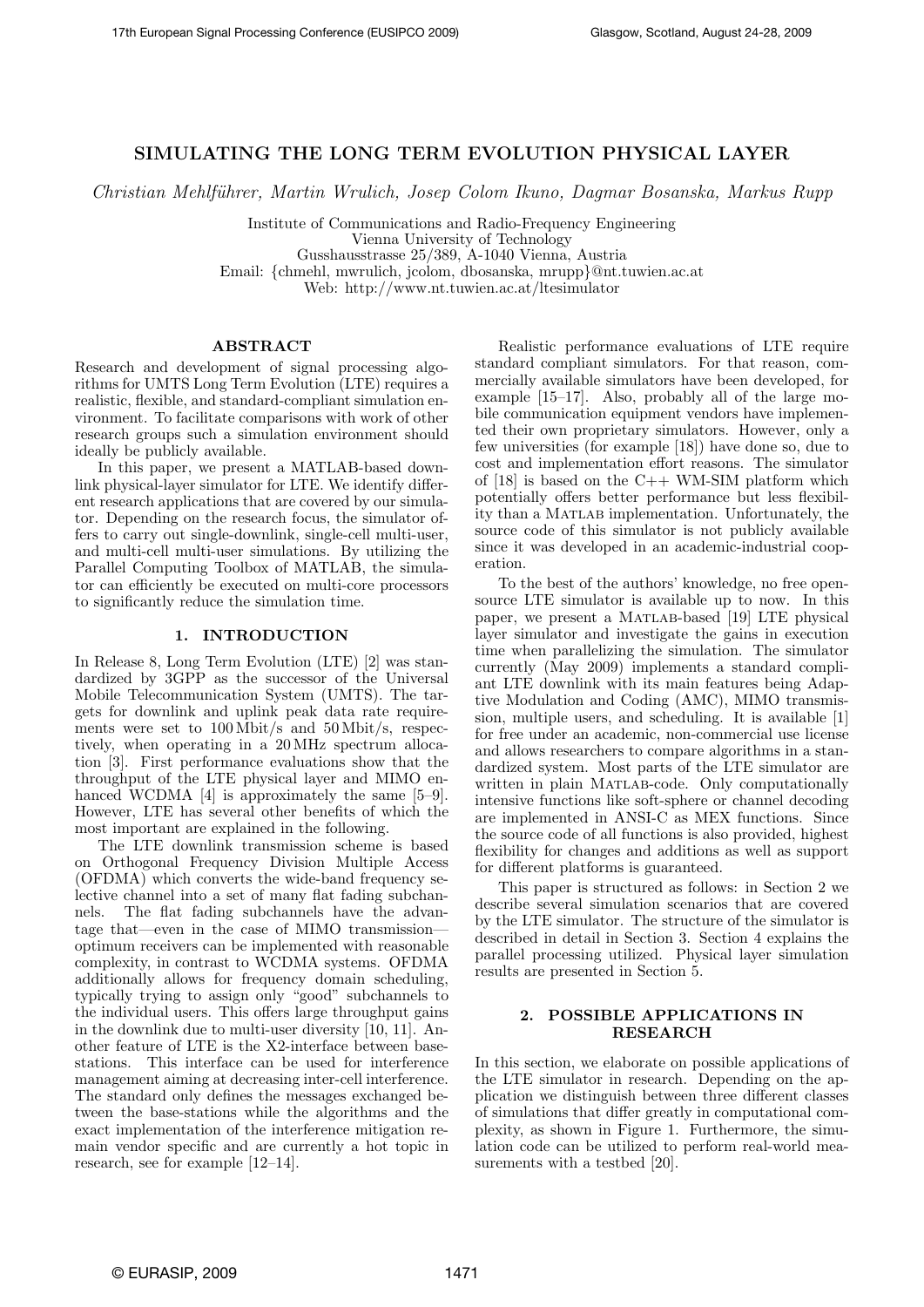# SIMULATING THE LONG TERM EVOLUTION PHYSICAL LAYER

*Christian Mehlführer, Martin Wrulich, Josep Colom Ikuno, Dagmar Bosanska, Markus Rupp*

Institute of Communications and Radio-Frequency Engineering
Vienna University of Technology
Gusshausstrasse 25/389, A-1040 Vienna, Austria
Email: {chmehl, mwrulich, jcolom, dbosanska, mrupp}@nt.tuwien.ac.at
Web: http://www.nt.tuwien.ac.at/ltesimulator

## ABSTRACT

Research and development of signal processing algorithms for UMTS Long Term Evolution (LTE) requires a realistic, flexible, and standard-compliant simulation environment. To facilitate comparisons with work of other research groups such a simulation environment should ideally be publicly available.

In this paper, we present a MATLAB-based downlink physical-layer simulator for LTE. We identify different research applications that are covered by our simulator. Depending on the research focus, the simulator offers to carry out single-downlink, single-cell multi-user, and multi-cell multi-user simulations. By utilizing the Parallel Computing Toolbox of MATLAB, the simulator can efficiently be executed on multi-core processors to significantly reduce the simulation time.

## 1. INTRODUCTION

In Release 8, Long Term Evolution (LTE) [2] was standardized by 3GPP as the successor of the Universal Mobile Telecommunication System (UMTS). The targets for downlink and uplink peak data rate requirements were set to 100 Mbit/s and 50 Mbit/s, respectively, when operating in a 20 MHz spectrum allocation [3]. First performance evaluations show that the throughput of the LTE physical layer and MIMO enhanced WCDMA [4] is approximately the same [5–9]. However, LTE has several other benefits of which the most important are explained in the following.

The LTE downlink transmission scheme is based on Orthogonal Frequency Division Multiple Access (OFDMA) which converts the wide-band frequency selective channel into a set of many flat fading subchannels. The flat fading subchannels have the advantage that—even in the case of MIMO transmission—optimum receivers can be implemented with reasonable complexity, in contrast to WCDMA systems. OFDMA additionally allows for frequency domain scheduling, typically trying to assign only "good" subchannels to the individual users. This offers large throughput gains in the downlink due to multi-user diversity [10, 11]. Another feature of LTE is the X2-interface between base-stations. This interface can be used for interference management aiming at decreasing inter-cell interference. The standard only defines the messages exchanged between the base-stations while the algorithms and the exact implementation of the interference mitigation remain vendor specific and are currently a hot topic in research, see for example [12–14].

Realistic performance evaluations of LTE require standard compliant simulators. For that reason, commercially available simulators have been developed, for example [15–17]. Also, probably all of the large mobile communication equipment vendors have implemented their own proprietary simulators. However, only a few universities (for example [18]) have done so, due to cost and implementation effort reasons. The simulator of [18] is based on the C++ WM-SIM platform which potentially offers better performance but less flexibility than a MATLAB implementation. Unfortunately, the source code of this simulator is not publicly available since it was developed in an academic-industrial cooperation.

To the best of the authors' knowledge, no free open-source LTE simulator is available up to now. In this paper, we present a MATLAB-based [19] LTE physical layer simulator and investigate the gains in execution time when parallelizing the simulation. The simulator currently (May 2009) implements a standard compliant LTE downlink with its main features being Adaptive Modulation and Coding (AMC), MIMO transmission, multiple users, and scheduling. It is available [1] for free under an academic, non-commercial use license and allows researchers to compare algorithms in a standardized system. Most parts of the LTE simulator are written in plain MATLAB-code. Only computationally intensive functions like soft-sphere or channel decoding are implemented in ANSI-C as MEX functions. Since the source code of all functions is also provided, highest flexibility for changes and additions as well as support for different platforms is guaranteed.

This paper is structured as follows: in Section 2 we describe several simulation scenarios that are covered by the LTE simulator. The structure of the simulator is described in detail in Section 3. Section 4 explains the parallel processing utilized. Physical layer simulation results are presented in Section 5.

## 2. POSSIBLE APPLICATIONS IN RESEARCH

In this section, we elaborate on possible applications of the LTE simulator in research. Depending on the application we distinguish between three different classes of simulations that differ greatly in computational complexity, as shown in Figure 1. Furthermore, the simulation code can be utilized to perform real-world measurements with a testbed [20].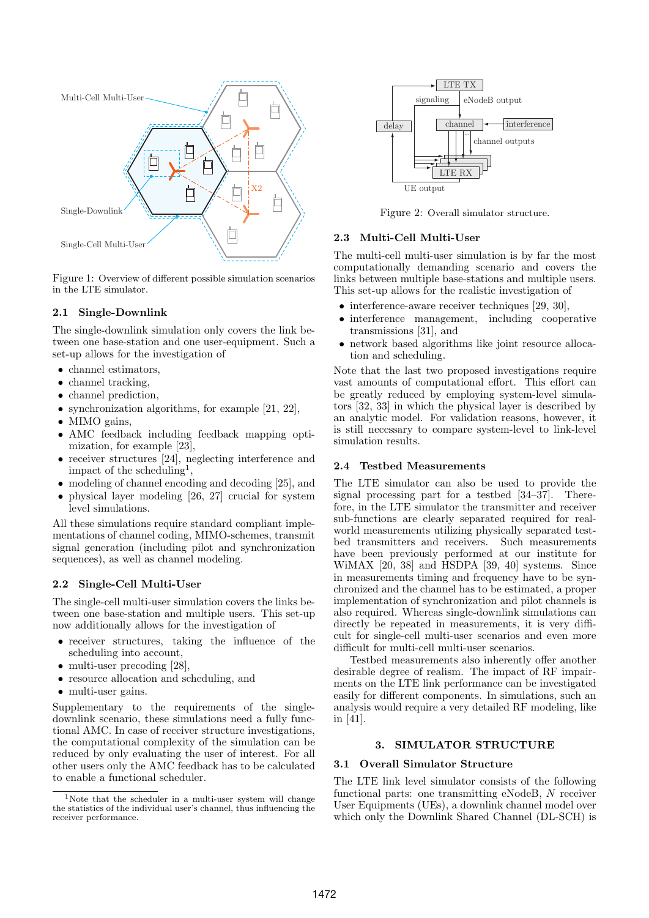Figure 1: Overview of different possible simulation scenarios in the LTE simulator.

### 2.1 Single-Downlink

The single-downlink simulation only covers the link between one base-station and one user-equipment. Such a set-up allows for the investigation of

- channel estimators,
- channel tracking,
- channel prediction,
- synchronization algorithms, for example [21, 22],
- MIMO gains,
- AMC feedback including feedback mapping optimization, for example [23],
- receiver structures [24], neglecting interference and impact of the scheduling[1],
- modeling of channel encoding and decoding [25], and
- physical layer modeling [26, 27] crucial for system level simulations.

All these simulations require standard compliant implementations of channel coding, MIMO-schemes, transmit signal generation (including pilot and synchronization sequences), as well as channel modeling.

### 2.2 Single-Cell Multi-User

The single-cell multi-user simulation covers the links between one base-station and multiple users. This set-up now additionally allows for the investigation of

- receiver structures, taking the influence of the scheduling into account,
- multi-user precoding [28],
- resource allocation and scheduling, and
- multi-user gains.

Supplementary to the requirements of the single-downlink scenario, these simulations need a fully functional AMC. In case of receiver structure investigations, the computational complexity of the simulation can be reduced by only evaluating the user of interest. For all other users only the AMC feedback has to be calculated to enable a functional scheduler.

[1]Note that the scheduler in a multi-user system will change the statistics of the individual user's channel, thus influencing the receiver performance.

Figure 2: Overall simulator structure.

### 2.3 Multi-Cell Multi-User

The multi-cell multi-user simulation is by far the most computationally demanding scenario and covers the links between multiple base-stations and multiple users. This set-up allows for the realistic investigation of

- interference-aware receiver techniques [29, 30],
- interference management, including cooperative transmissions [31], and
- network based algorithms like joint resource allocation and scheduling.

Note that the last two proposed investigations require vast amounts of computational effort. This effort can be greatly reduced by employing system-level simulators [32, 33] in which the physical layer is described by an analytic model. For validation reasons, however, it is still necessary to compare system-level to link-level simulation results.

### 2.4 Testbed Measurements

The LTE simulator can also be used to provide the signal processing part for a testbed [34–37]. Therefore, in the LTE simulator the transmitter and receiver sub-functions are clearly separated required for real-world measurements utilizing physically separated testbed transmitters and receivers. Such measurements have been previously performed at our institute for WiMAX [20, 38] and HSDPA [39, 40] systems. Since in measurements timing and frequency have to be synchronized and the channel has to be estimated, a proper implementation of synchronization and pilot channels is also required. Whereas single-downlink simulations can directly be repeated in measurements, it is very difficult for single-cell multi-user scenarios and even more difficult for multi-cell multi-user scenarios.

Testbed measurements also inherently offer another desirable degree of realism. The impact of RF impairments on the LTE link performance can be investigated easily for different components. In simulations, such an analysis would require a very detailed RF modeling, like in [41].

## 3. SIMULATOR STRUCTURE

### 3.1 Overall Simulator Structure

The LTE link level simulator consists of the following functional parts: one transmitting eNodeB, $N$ receiver User Equipments (UEs), a downlink channel model over which only the Downlink Shared Channel (DL-SCH) is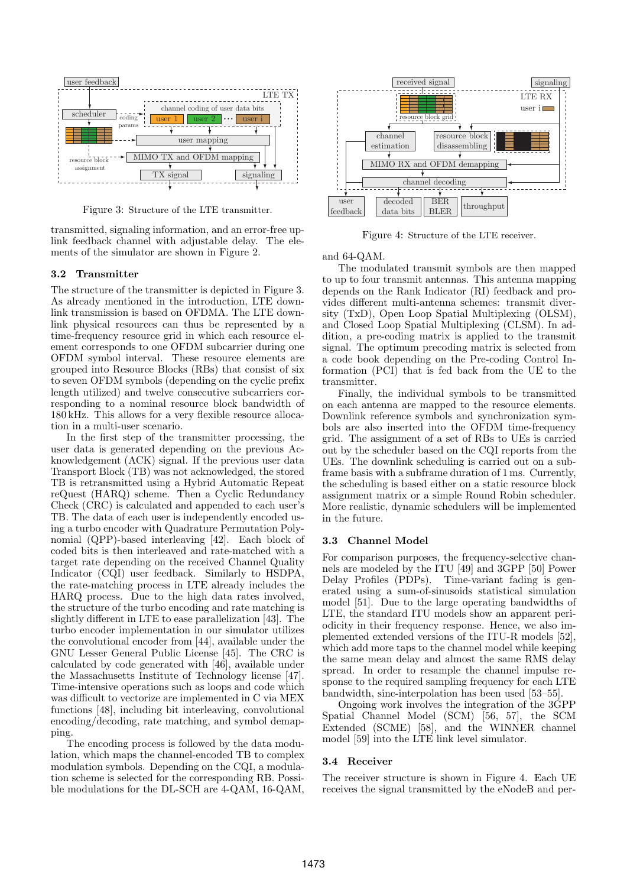Figure 3: Structure of the LTE transmitter.

transmitted, signaling information, and an error-free uplink feedback channel with adjustable delay. The elements of the simulator are shown in Figure 2.

### 3.2 Transmitter

The structure of the transmitter is depicted in Figure 3. As already mentioned in the introduction, LTE downlink transmission is based on OFDMA. The LTE downlink physical resources can thus be represented by a time-frequency resource grid in which each resource element corresponds to one OFDM subcarrier during one OFDM symbol interval. These resource elements are grouped into Resource Blocks (RBs) that consist of six to seven OFDM symbols (depending on the cyclic prefix length utilized) and twelve consecutive subcarriers corresponding to a nominal resource block bandwidth of 180 kHz. This allows for a very flexible resource allocation in a multi-user scenario.

In the first step of the transmitter processing, the user data is generated depending on the previous Acknowledgement (ACK) signal. If the previous user data Transport Block (TB) was not acknowledged, the stored TB is retransmitted using a Hybrid Automatic Repeat reQuest (HARQ) scheme. Then a Cyclic Redundancy Check (CRC) is calculated and appended to each user's TB. The data of each user is independently encoded using a turbo encoder with Quadrature Permutation Polynomial (QPP)-based interleaving [42]. Each block of coded bits is then interleaved and rate-matched with a target rate depending on the received Channel Quality Indicator (CQI) user feedback. Similarly to HSDPA, the rate-matching process in LTE already includes the HARQ process. Due to the high data rates involved, the structure of the turbo encoding and rate matching is slightly different in LTE to ease parallelization [43]. The turbo encoder implementation in our simulator utilizes the convolutional encoder from [44], available under the GNU Lesser General Public License [45]. The CRC is calculated by code generated with [46], available under the Massachusetts Institute of Technology license [47]. Time-intensive operations such as loops and code which was difficult to vectorize are implemented in C via MEX functions [48], including bit interleaving, convolutional encoding/decoding, rate matching, and symbol demapping.

The encoding process is followed by the data modulation, which maps the channel-encoded TB to complex modulation symbols. Depending on the CQI, a modulation scheme is selected for the corresponding RB. Possible modulations for the DL-SCH are 4-QAM, 16-QAM, and 64-QAM.

Figure 4: Structure of the LTE receiver.

The modulated transmit symbols are then mapped to up to four transmit antennas. This antenna mapping depends on the Rank Indicator (RI) feedback and provides different multi-antenna schemes: transmit diversity (TxD), Open Loop Spatial Multiplexing (OLSM), and Closed Loop Spatial Multiplexing (CLSM). In addition, a pre-coding matrix is applied to the transmit signal. The optimum precoding matrix is selected from a code book depending on the Pre-coding Control Information (PCI) that is fed back from the UE to the transmitter.

Finally, the individual symbols to be transmitted on each antenna are mapped to the resource elements. Downlink reference symbols and synchronization symbols are also inserted into the OFDM time-frequency grid. The assignment of a set of RBs to UEs is carried out by the scheduler based on the CQI reports from the UEs. The downlink scheduling is carried out on a subframe basis with a subframe duration of 1 ms. Currently, the scheduling is based either on a static resource block assignment matrix or a simple Round Robin scheduler. More realistic, dynamic schedulers will be implemented in the future.

### 3.3 Channel Model

For comparison purposes, the frequency-selective channels are modeled by the ITU [49] and 3GPP [50] Power Delay Profiles (PDPs). Time-variant fading is generated using a sum-of-sinusoids statistical simulation model [51]. Due to the large operating bandwidths of LTE, the standard ITU models show an apparent periodicity in their frequency response. Hence, we also implemented extended versions of the ITU-R models [52], which add more taps to the channel model while keeping the same mean delay and almost the same RMS delay spread. In order to resample the channel impulse response to the required sampling frequency for each LTE bandwidth, sinc-interpolation has been used [53–55].

Ongoing work involves the integration of the 3GPP Spatial Channel Model (SCM) [56, 57], the SCM Extended (SCME) [58], and the WINNER channel model [59] into the LTE link level simulator.

### 3.4 Receiver

The receiver structure is shown in Figure 4. Each UE receives the signal transmitted by the eNodeB and per-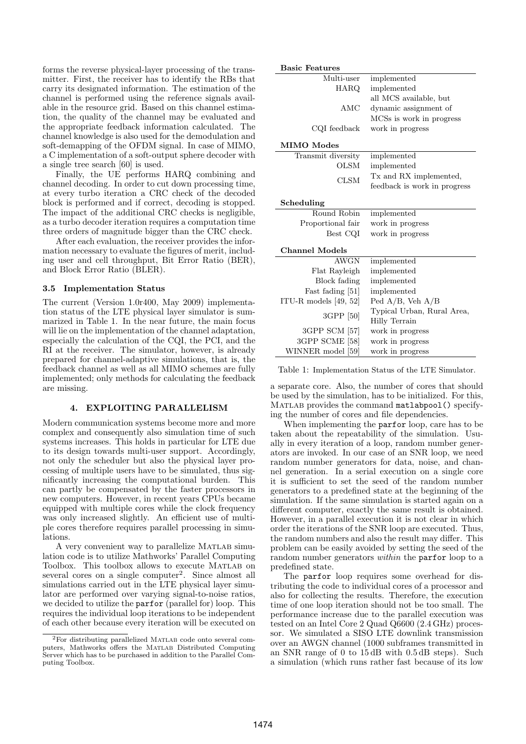forms the reverse physical-layer processing of the transmitter. First, the receiver has to identify the RBs that carry its designated information. The estimation of the channel is performed using the reference signals available in the resource grid. Based on this channel estimation, the quality of the channel may be evaluated and the appropriate feedback information calculated. The channel knowledge is also used for the demodulation and soft-demapping of the OFDM signal. In case of MIMO, a C implementation of a soft-output sphere decoder with a single tree search [60] is used.

Finally, the UE performs HARQ combining and channel decoding. In order to cut down processing time, at every turbo iteration a CRC check of the decoded block is performed and if correct, decoding is stopped. The impact of the additional CRC checks is negligible, as a turbo decoder iteration requires a computation time three orders of magnitude bigger than the CRC check.

After each evaluation, the receiver provides the information necessary to evaluate the figures of merit, including user and cell throughput, Bit Error Ratio (BER), and Block Error Ratio (BLER).

### 3.5 Implementation Status

The current (Version 1.0r400, May 2009) implementation status of the LTE physical layer simulator is summarized in Table 1. In the near future, the main focus will lie on the implementation of the channel adaptation, especially the calculation of the CQI, the PCI, and the RI at the receiver. The simulator, however, is already prepared for channel-adaptive simulations, that is, the feedback channel as well as all MIMO schemes are fully implemented; only methods for calculating the feedback are missing.

| **Basic Features** | |
|---|---|
| Multi-user | implemented |
| HARQ | implemented |
| AMC | all MCS available, but dynamic assignment of MCSs is work in progress |
| CQI feedback | work in progress |
| **MIMO Modes** | |
| Transmit diversity | implemented |
| OLSM | implemented |
| CLSM | Tx and RX implemented, feedback is work in progress |
| **Scheduling** | |
| Round Robin | implemented |
| Proportional fair | work in progress |
| Best CQI | work in progress |
| **Channel Models** | |
| AWGN | implemented |
| Flat Rayleigh | implemented |
| Block fading | implemented |
| Fast fading [51] | implemented |
| ITU-R models [49, 52] | Ped A/B, Veh A/B |
| 3GPP [50] | Typical Urban, Rural Area, Hilly Terrain |
| 3GPP SCM [57] | work in progress |
| 3GPP SCME [58] | work in progress |
| WINNER model [59] | work in progress |

Table 1: Implementation Status of the LTE Simulator.

## 4. EXPLOITING PARALLELISM

Modern communication systems become more and more complex and consequently also simulation time of such systems increases. This holds in particular for LTE due to its design towards multi-user support. Accordingly, not only the scheduler but also the physical layer processing of multiple users have to be simulated, thus significantly increasing the computational burden. This can partly be compensated by the faster processors in new computers. However, in recent years CPUs became equipped with multiple cores while the clock frequency was only increased slightly. An efficient use of multiple cores therefore requires parallel processing in simulations.

A very convenient way to parallelize MATLAB simulation code is to utilize Mathworks' Parallel Computing Toolbox. This toolbox allows to execute MATLAB on several cores on a single computer[2]. Since almost all simulations carried out in the LTE physical layer simulator are performed over varying signal-to-noise ratios, we decided to utilize the `parfor` (parallel for) loop. This requires the individual loop iterations to be independent of each other because every iteration will be executed on a separate core. Also, the number of cores that should be used by the simulation, has to be initialized. For this, MATLAB provides the command `matlabpool()` specifying the number of cores and file dependencies.

When implementing the `parfor` loop, care has to be taken about the repeatability of the simulation. Usually in every iteration of a loop, random number generators are invoked. In our case of an SNR loop, we need random number generators for data, noise, and channel generation. In a serial execution on a single core it is sufficient to set the seed of the random number generators to a predefined state at the beginning of the simulation. If the same simulation is started again on a different computer, exactly the same result is obtained. However, in a parallel execution it is not clear in which order the iterations of the SNR loop are executed. Thus, the random numbers and also the result may differ. This problem can be easily avoided by setting the seed of the random number generators *within* the `parfor` loop to a predefined state.

The `parfor` loop requires some overhead for distributing the code to individual cores of a processor and also for collecting the results. Therefore, the execution time of one loop iteration should not be too small. The performance increase due to the parallel execution was tested on an Intel Core 2 Quad Q6600 (2.4 GHz) processor. We simulated a SISO LTE downlink transmission over an AWGN channel (1000 subframes transmitted in an SNR range of 0 to 15 dB with 0.5 dB steps). Such a simulation (which runs rather fast because of its low

[2] For distributing parallelized MATLAB code onto several computers, Mathworks offers the MATLAB Distributed Computing Server which has to be purchased in addition to the Parallel Computing Toolbox.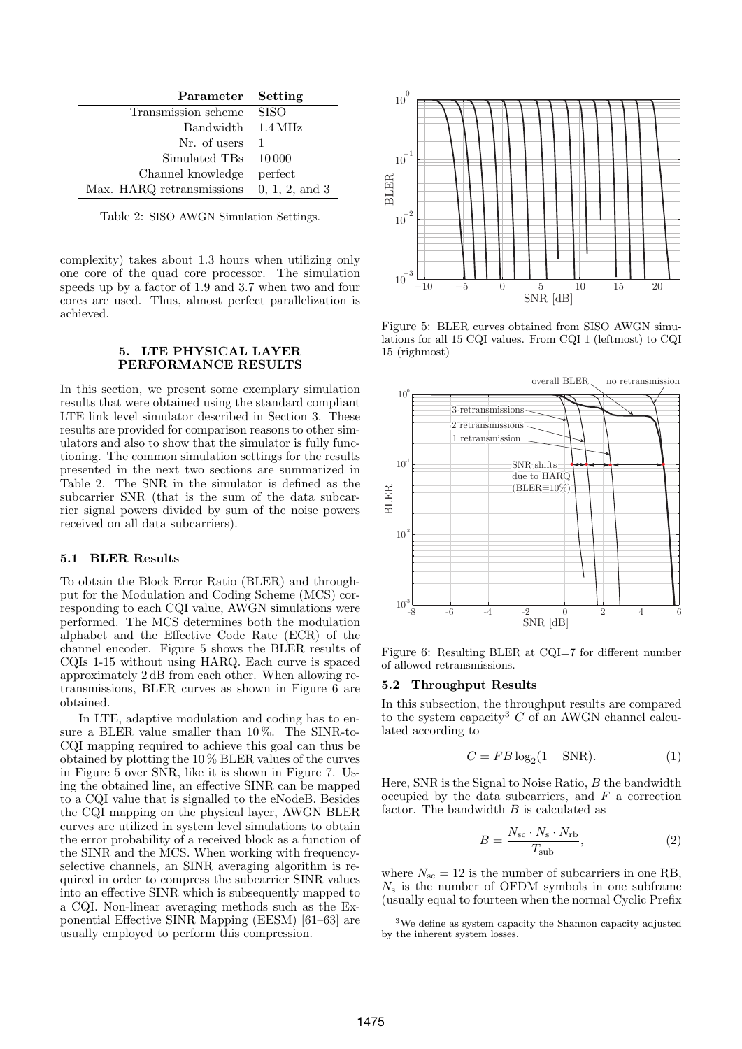| Parameter | Setting |
|---|---|
| Transmission scheme | SISO |
| Bandwidth | 1.4 MHz |
| Nr. of users | 1 |
| Simulated TBs | 10 000 |
| Channel knowledge | perfect |
| Max. HARQ retransmissions | 0, 1, 2, and 3 |

Table 2: SISO AWGN Simulation Settings.

complexity) takes about 1.3 hours when utilizing only one core of the quad core processor. The simulation speeds up by a factor of 1.9 and 3.7 when two and four cores are used. Thus, almost perfect parallelization is achieved.

## 5. LTE PHYSICAL LAYER PERFORMANCE RESULTS

In this section, we present some exemplary simulation results that were obtained using the standard compliant LTE link level simulator described in Section 3. These results are provided for comparison reasons to other simulators and also to show that the simulator is fully functioning. The common simulation settings for the results presented in the next two sections are summarized in Table 2. The SNR in the simulator is defined as the subcarrier SNR (that is the sum of the data subcarrier signal powers divided by sum of the noise powers received on all data subcarriers).

### 5.1 BLER Results

To obtain the Block Error Ratio (BLER) and throughput for the Modulation and Coding Scheme (MCS) corresponding to each CQI value, AWGN simulations were performed. The MCS determines both the modulation alphabet and the Effective Code Rate (ECR) of the channel encoder. Figure 5 shows the BLER results of CQIs 1-15 without using HARQ. Each curve is spaced approximately 2 dB from each other. When allowing retransmissions, BLER curves as shown in Figure 6 are obtained.

In LTE, adaptive modulation and coding has to ensure a BLER value smaller than 10 %. The SINR-to-CQI mapping required to achieve this goal can thus be obtained by plotting the 10 % BLER values of the curves in Figure 5 over SNR, like it is shown in Figure 7. Using the obtained line, an effective SINR can be mapped to a CQI value that is signalled to the eNodeB. Besides the CQI mapping on the physical layer, AWGN BLER curves are utilized in system level simulations to obtain the error probability of a received block as a function of the SINR and the MCS. When working with frequency-selective channels, an SINR averaging algorithm is required in order to compress the subcarrier SINR values into an effective SINR which is subsequently mapped to a CQI. Non-linear averaging methods such as the Exponential Effective SINR Mapping (EESM) [61–63] are usually employed to perform this compression.

Figure 5: BLER curves obtained from SISO AWGN simulations for all 15 CQI values. From CQI 1 (leftmost) to CQI 15 (righmost)

Figure 6: Resulting BLER at CQI=7 for different number of allowed retransmissions.

### 5.2 Throughput Results

In this subsection, the throughput results are compared to the system capacity[3] $C$ of an AWGN channel calculated according to

$$C = FB\log_2(1 + \text{SNR}). \tag{1}$$

Here, SNR is the Signal to Noise Ratio, $B$ the bandwidth occupied by the data subcarriers, and $F$ a correction factor. The bandwidth $B$ is calculated as

$$B = \frac{N_{\text{sc}} \cdot N_{\text{s}} \cdot N_{\text{rb}}}{T_{\text{sub}}}, \tag{2}$$

where $N_{\text{sc}} = 12$ is the number of subcarriers in one RB, $N_{\text{s}}$ is the number of OFDM symbols in one subframe (usually equal to fourteen when the normal Cyclic Prefix

[3] We define as system capacity the Shannon capacity adjusted by the inherent system losses.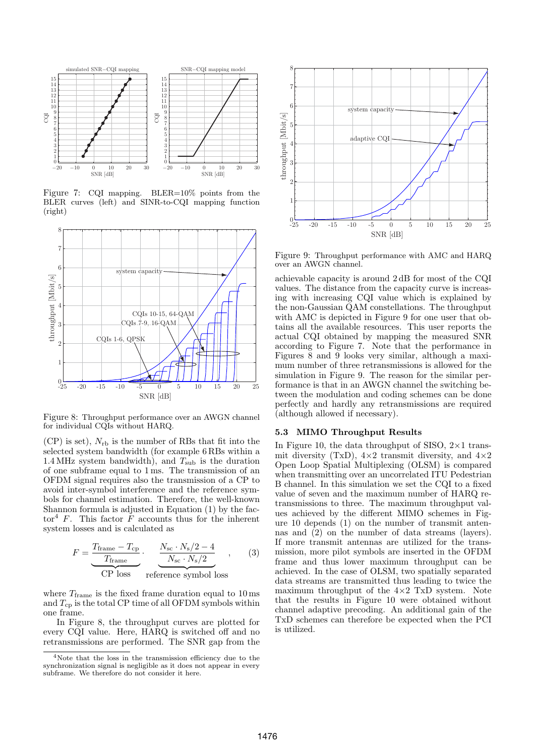Figure 7: CQI mapping. BLER=10% points from the BLER curves (left) and SINR-to-CQI mapping function (right)

Figure 8: Throughput performance over an AWGN channel for individual CQIs without HARQ.

(CP) is set), $N_{\mathrm{rb}}$ is the number of RBs that fit into the selected system bandwidth (for example 6 RBs within a 1.4 MHz system bandwidth), and $T_{\mathrm{sub}}$ is the duration of one subframe equal to 1 ms. The transmission of an OFDM signal requires also the transmission of a CP to avoid inter-symbol interference and the reference symbols for channel estimation. Therefore, the well-known Shannon formula is adjusted in Equation (1) by the factor[4] $F$. This factor $F$ accounts thus for the inherent system losses and is calculated as

$$F = \underbrace{\frac{T_{\mathrm{frame}} - T_{\mathrm{cp}}}{T_{\mathrm{frame}}}}_{\text{CP loss}} \cdot \underbrace{\frac{N_{\mathrm{sc}} \cdot N_{\mathrm{s}}/2 - 4}{N_{\mathrm{sc}} \cdot N_{\mathrm{s}}/2}}_{\text{reference symbol loss}} \quad , \qquad (3)$$

where $T_{\mathrm{frame}}$ is the fixed frame duration equal to 10 ms and $T_{\mathrm{cp}}$ is the total CP time of all OFDM symbols within one frame.

In Figure 8, the throughput curves are plotted for every CQI value. Here, HARQ is switched off and no retransmissions are performed. The SNR gap from the achievable capacity is around 2 dB for most of the CQI values. The distance from the capacity curve is increasing with increasing CQI value which is explained by the non-Gaussian QAM constellations. The throughput with AMC is depicted in Figure 9 for one user that obtains all the available resources. This user reports the actual CQI obtained by mapping the measured SNR according to Figure 7. Note that the performance in Figures 8 and 9 looks very similar, although a maximum number of three retransmissions is allowed for the simulation in Figure 9. The reason for the similar performance is that in an AWGN channel the switching between the modulation and coding schemes can be done perfectly and hardly any retransmissions are required (although allowed if necessary).

[4]Note that the loss in the transmission efficiency due to the synchronization signal is negligible as it does not appear in every subframe. We therefore do not consider it here.

Figure 9: Throughput performance with AMC and HARQ over an AWGN channel.

### 5.3 MIMO Throughput Results

In Figure 10, the data throughput of SISO, 2×1 transmit diversity (TxD), 4×2 transmit diversity, and 4×2 Open Loop Spatial Multiplexing (OLSM) is compared when transmitting over an uncorrelated ITU Pedestrian B channel. In this simulation we set the CQI to a fixed value of seven and the maximum number of HARQ retransmissions to three. The maximum throughput values achieved by the different MIMO schemes in Figure 10 depends (1) on the number of transmit antennas and (2) on the number of data streams (layers). If more transmit antennas are utilized for the transmission, more pilot symbols are inserted in the OFDM frame and thus lower maximum throughput can be achieved. In the case of OLSM, two spatially separated data streams are transmitted thus leading to twice the maximum throughput of the 4×2 TxD system. Note that the results in Figure 10 were obtained without channel adaptive precoding. An additional gain of the TxD schemes can therefore be expected when the PCI is utilized.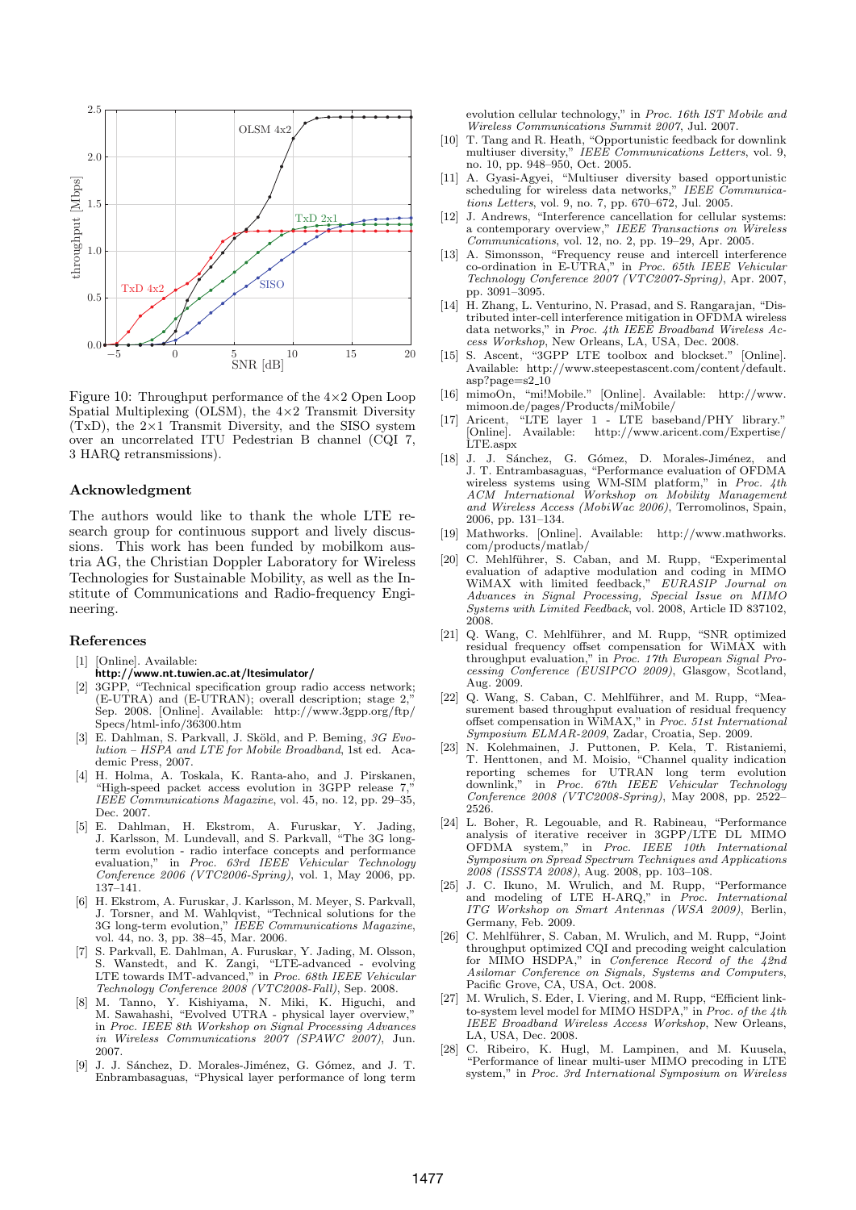Figure 10: Throughput performance of the 4×2 Open Loop Spatial Multiplexing (OLSM), the 4×2 Transmit Diversity (TxD), the 2×1 Transmit Diversity, and the SISO system over an uncorrelated ITU Pedestrian B channel (CQI 7, 3 HARQ retransmissions).

## Acknowledgment

The authors would like to thank the whole LTE research group for continuous support and lively discussions. This work has been funded by mobilkom austria AG, the Christian Doppler Laboratory for Wireless Technologies for Sustainable Mobility, as well as the Institute of Communications and Radio-frequency Engineering.

## References

[1] [Online]. Available: **http://www.nt.tuwien.ac.at/ltesimulator/**

[2] 3GPP, "Technical specification group radio access network; (E-UTRA) and (E-UTRAN); overall description; stage 2," Sep. 2008. [Online]. Available: http://www.3gpp.org/ftp/Specs/html-info/36300.htm

[3] E. Dahlman, S. Parkvall, J. Sköld, and P. Beming, *3G Evolution – HSPA and LTE for Mobile Broadband*, 1st ed. Academic Press, 2007.

[4] H. Holma, A. Toskala, K. Ranta-aho, and J. Pirskanen, "High-speed packet access evolution in 3GPP release 7," *IEEE Communications Magazine*, vol. 45, no. 12, pp. 29–35, Dec. 2007.

[5] E. Dahlman, H. Ekstrom, A. Furuskar, Y. Jading, J. Karlsson, M. Lundevall, and S. Parkvall, "The 3G long-term evolution - radio interface concepts and performance evaluation," in *Proc. 63rd IEEE Vehicular Technology Conference 2006 (VTC2006-Spring)*, vol. 1, May 2006, pp. 137–141.

[6] H. Ekstrom, A. Furuskar, J. Karlsson, M. Meyer, S. Parkvall, J. Torsner, and M. Wahlqvist, "Technical solutions for the 3G long-term evolution," *IEEE Communications Magazine*, vol. 44, no. 3, pp. 38–45, Mar. 2006.

[7] S. Parkvall, E. Dahlman, A. Furuskar, Y. Jading, M. Olsson, S. Wanstedt, and K. Zangi, "LTE-advanced - evolving LTE towards IMT-advanced," in *Proc. 68th IEEE Vehicular Technology Conference 2008 (VTC2008-Fall)*, Sep. 2008.

[8] M. Tanno, Y. Kishiyama, N. Miki, K. Higuchi, and M. Sawahashi, "Evolved UTRA - physical layer overview," in *Proc. IEEE 8th Workshop on Signal Processing Advances in Wireless Communications 2007 (SPAWC 2007)*, Jun. 2007.

[9] J. J. Sánchez, D. Morales-Jiménez, G. Gómez, and J. T. Enbrambasaguas, "Physical layer performance of long term evolution cellular technology," in *Proc. 16th IST Mobile and Wireless Communications Summit 2007*, Jul. 2007.

[10] T. Tang and R. Heath, "Opportunistic feedback for downlink multiuser diversity," *IEEE Communications Letters*, vol. 9, no. 10, pp. 948–950, Oct. 2005.

[11] A. Gyasi-Agyei, "Multiuser diversity based opportunistic scheduling for wireless data networks," *IEEE Communications Letters*, vol. 9, no. 7, pp. 670–672, Jul. 2005.

[12] J. Andrews, "Interference cancellation for cellular systems: a contemporary overview," *IEEE Transactions on Wireless Communications*, vol. 12, no. 2, pp. 19–29, Apr. 2005.

[13] A. Simonsson, "Frequency reuse and intercell interference co-ordination in E-UTRA," in *Proc. 65th IEEE Vehicular Technology Conference 2007 (VTC2007-Spring)*, Apr. 2007, pp. 3091–3095.

[14] H. Zhang, L. Venturino, N. Prasad, and S. Rangarajan, "Distributed inter-cell interference mitigation in OFDMA wireless data networks," in *Proc. 4th IEEE Broadband Wireless Access Workshop*, New Orleans, LA, USA, Dec. 2008.

[15] S. Ascent, "3GPP LTE toolbox and blockset." [Online]. Available: http://www.steepestascent.com/content/default.asp?page=s2_10

[16] mimoOn, "mi!Mobile." [Online]. Available: http://www.mimoon.de/pages/Products/miMobile/

[17] Aricent, "LTE layer 1 - LTE baseband/PHY library." [Online]. Available: http://www.aricent.com/Expertise/LTE.aspx

[18] J. J. Sánchez, G. Gómez, D. Morales-Jiménez, and J. T. Entrambasaguas, "Performance evaluation of OFDMA wireless systems using WM-SIM platform," in *Proc. 4th ACM International Workshop on Mobility Management and Wireless Access (MobiWac 2006)*, Terromolinos, Spain, 2006, pp. 131–134.

[19] Mathworks. [Online]. Available: http://www.mathworks.com/products/matlab/

[20] C. Mehlführer, S. Caban, and M. Rupp, "Experimental evaluation of adaptive modulation and coding in MIMO WiMAX with limited feedback," *EURASIP Journal on Advances in Signal Processing, Special Issue on MIMO Systems with Limited Feedback*, vol. 2008, Article ID 837102, 2008.

[21] Q. Wang, C. Mehlführer, and M. Rupp, "SNR optimized residual frequency offset compensation for WiMAX with throughput evaluation," in *Proc. 17th European Signal Processing Conference (EUSIPCO 2009)*, Glasgow, Scotland, Aug. 2009.

[22] Q. Wang, S. Caban, C. Mehlführer, and M. Rupp, "Measurement based throughput evaluation of residual frequency offset compensation in WiMAX," in *Proc. 51st International Symposium ELMAR-2009*, Zadar, Croatia, Sep. 2009.

[23] N. Kolehmainen, J. Puttonen, P. Kela, T. Ristaniemi, T. Henttonen, and M. Moisio, "Channel quality indication reporting schemes for UTRAN long term evolution downlink," in *Proc. 67th IEEE Vehicular Technology Conference 2008 (VTC2008-Spring)*, May 2008, pp. 2522–2526.

[24] L. Boher, R. Legouable, and R. Rabineau, "Performance analysis of iterative receiver in 3GPP/LTE DL MIMO OFDMA system," in *Proc. IEEE 10th International Symposium on Spread Spectrum Techniques and Applications 2008 (ISSSTA 2008)*, Aug. 2008, pp. 103–108.

[25] J. C. Ikuno, M. Wrulich, and M. Rupp, "Performance and modeling of LTE H-ARQ," in *Proc. International ITG Workshop on Smart Antennas (WSA 2009)*, Berlin, Germany, Feb. 2009.

[26] C. Mehlführer, S. Caban, M. Wrulich, and M. Rupp, "Joint throughput optimized CQI and precoding weight calculation for MIMO HSDPA," in *Conference Record of the 42nd Asilomar Conference on Signals, Systems and Computers*, Pacific Grove, CA, USA, Oct. 2008.

[27] M. Wrulich, S. Eder, I. Viering, and M. Rupp, "Efficient link-to-system level model for MIMO HSDPA," in *Proc. of the 4th IEEE Broadband Wireless Access Workshop*, New Orleans, LA, USA, Dec. 2008.

[28] C. Ribeiro, K. Hugl, M. Lampinen, and M. Kuusela, "Performance of linear multi-user MIMO precoding in LTE system," in *Proc. 3rd International Symposium on Wireless*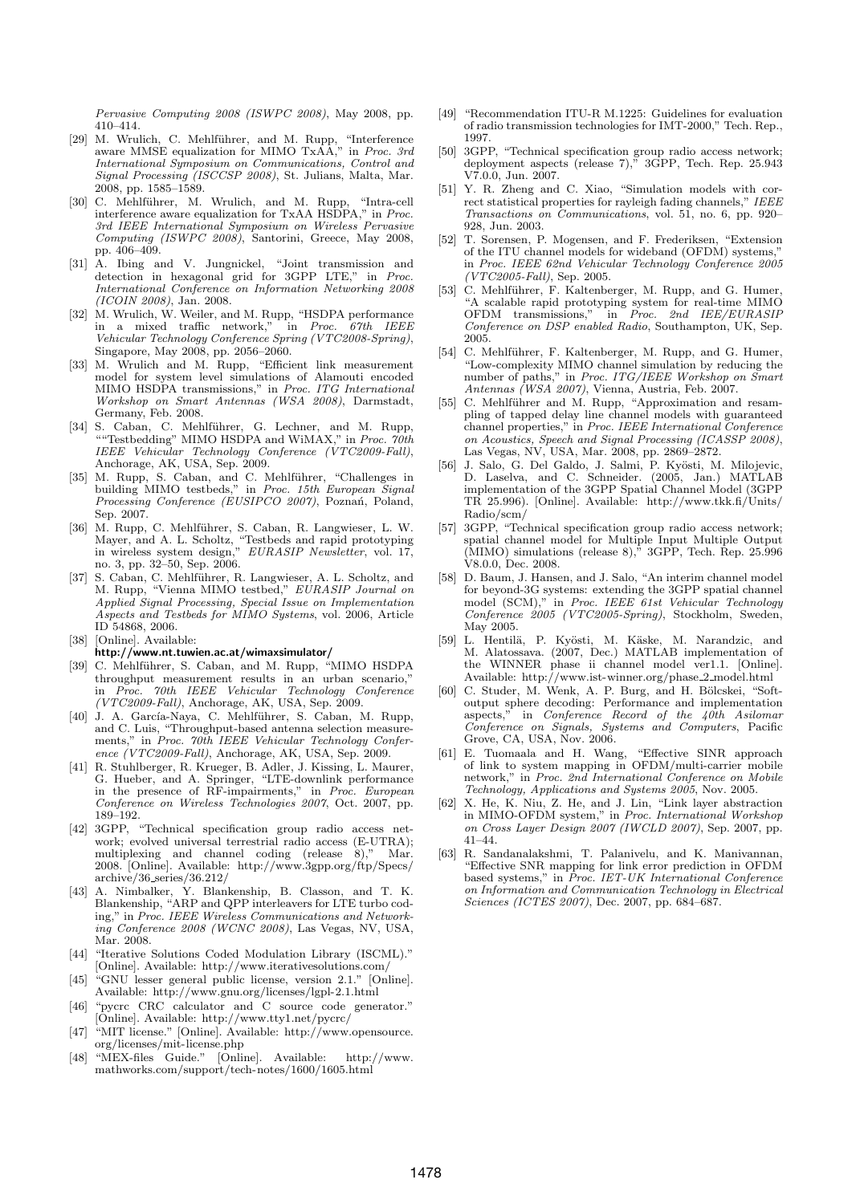*Pervasive Computing 2008 (ISWPC 2008)*, May 2008, pp. 410–414.

[29] M. Wrulich, C. Mehlführer, and M. Rupp, "Interference aware MMSE equalization for MIMO TxAA," in *Proc. 3rd International Symposium on Communications, Control and Signal Processing (ISCCSP 2008)*, St. Julians, Malta, Mar. 2008, pp. 1585–1589.

[30] C. Mehlführer, M. Wrulich, and M. Rupp, "Intra-cell interference aware equalization for TxAA HSDPA," in *Proc. 3rd IEEE International Symposium on Wireless Pervasive Computing (ISWPC 2008)*, Santorini, Greece, May 2008, pp. 406–409.

[31] A. Ibing and V. Jungnickel, "Joint transmission and detection in hexagonal grid for 3GPP LTE," in *Proc. International Conference on Information Networking 2008 (ICOIN 2008)*, Jan. 2008.

[32] M. Wrulich, W. Weiler, and M. Rupp, "HSDPA performance in a mixed traffic network," in *Proc. 67th IEEE Vehicular Technology Conference Spring (VTC2008-Spring)*, Singapore, May 2008, pp. 2056–2060.

[33] M. Wrulich and M. Rupp, "Efficient link measurement model for system level simulations of Alamouti encoded MIMO HSDPA transmissions," in *Proc. ITG International Workshop on Smart Antennas (WSA 2008)*, Darmstadt, Germany, Feb. 2008.

[34] S. Caban, C. Mehlführer, G. Lechner, and M. Rupp, ""Testbedding" MIMO HSDPA and WiMAX," in *Proc. 70th IEEE Vehicular Technology Conference (VTC2009-Fall)*, Anchorage, AK, USA, Sep. 2009.

[35] M. Rupp, S. Caban, and C. Mehlführer, "Challenges in building MIMO testbeds," in *Proc. 15th European Signal Processing Conference (EUSIPCO 2007)*, Poznań, Poland, Sep. 2007.

[36] M. Rupp, C. Mehlführer, S. Caban, R. Langwieser, L. W. Mayer, and A. L. Scholtz, "Testbeds and rapid prototyping in wireless system design," *EURASIP Newsletter*, vol. 17, no. 3, pp. 32–50, Sep. 2006.

[37] S. Caban, C. Mehlführer, R. Langwieser, A. L. Scholtz, and M. Rupp, "Vienna MIMO testbed," *EURASIP Journal on Applied Signal Processing, Special Issue on Implementation Aspects and Testbeds for MIMO Systems*, vol. 2006, Article ID 54868, 2006.

[38] [Online]. Available: **http://www.nt.tuwien.ac.at/wimaxsimulator/**

[39] C. Mehlführer, S. Caban, and M. Rupp, "MIMO HSDPA throughput measurement results in an urban scenario," in *Proc. 70th IEEE Vehicular Technology Conference (VTC2009-Fall)*, Anchorage, AK, USA, Sep. 2009.

[40] J. A. García-Naya, C. Mehlführer, S. Caban, M. Rupp, and C. Luis, "Throughput-based antenna selection measurements," in *Proc. 70th IEEE Vehicular Technology Conference (VTC2009-Fall)*, Anchorage, AK, USA, Sep. 2009.

[41] R. Stuhlberger, R. Krueger, B. Adler, J. Kissing, L. Maurer, G. Hueber, and A. Springer, "LTE-downlink performance in the presence of RF-impairments," in *Proc. European Conference on Wireless Technologies 2007*, Oct. 2007, pp. 189–192.

[42] 3GPP, "Technical specification group radio access network; evolved universal terrestrial radio access (E-UTRA); multiplexing and channel coding (release 8)," Mar. 2008. [Online]. Available: http://www.3gpp.org/ftp/Specs/archive/36_series/36.212/

[43] A. Nimbalker, Y. Blankenship, B. Classon, and T. K. Blankenship, "ARP and QPP interleavers for LTE turbo coding," in *Proc. IEEE Wireless Communications and Networking Conference 2008 (WCNC 2008)*, Las Vegas, NV, USA, Mar. 2008.

[44] "Iterative Solutions Coded Modulation Library (ISCML)." [Online]. Available: http://www.iterativesolutions.com/

[45] "GNU lesser general public license, version 2.1." [Online]. Available: http://www.gnu.org/licenses/lgpl-2.1.html

[46] "pycrc CRC calculator and C source code generator." [Online]. Available: http://www.tty1.net/pycrc/

[47] "MIT license." [Online]. Available: http://www.opensource.org/licenses/mit-license.php

[48] "MEX-files Guide." [Online]. Available: http://www.mathworks.com/support/tech-notes/1600/1605.html

[49] "Recommendation ITU-R M.1225: Guidelines for evaluation of radio transmission technologies for IMT-2000," Tech. Rep., 1997.

[50] 3GPP, "Technical specification group radio access network; deployment aspects (release 7)," 3GPP, Tech. Rep. 25.943 V7.0.0, Jun. 2007.

[51] Y. R. Zheng and C. Xiao, "Simulation models with correct statistical properties for rayleigh fading channels," *IEEE Transactions on Communications*, vol. 51, no. 6, pp. 920–928, Jun. 2003.

[52] T. Sorensen, P. Mogensen, and F. Frederiksen, "Extension of the ITU channel models for wideband (OFDM) systems," in *Proc. IEEE 62nd Vehicular Technology Conference 2005 (VTC2005-Fall)*, Sep. 2005.

[53] C. Mehlführer, F. Kaltenberger, M. Rupp, and G. Humer, "A scalable rapid prototyping system for real-time MIMO OFDM transmissions," in *Proc. 2nd IEE/EURASIP Conference on DSP enabled Radio*, Southampton, UK, Sep. 2005.

[54] C. Mehlführer, F. Kaltenberger, M. Rupp, and G. Humer, "Low-complexity MIMO channel simulation by reducing the number of paths," in *Proc. ITG/IEEE Workshop on Smart Antennas (WSA 2007)*, Vienna, Austria, Feb. 2007.

[55] C. Mehlführer and M. Rupp, "Approximation and resampling of tapped delay line channel models with guaranteed channel properties," in *Proc. IEEE International Conference on Acoustics, Speech and Signal Processing (ICASSP 2008)*, Las Vegas, NV, USA, Mar. 2008, pp. 2869–2872.

[56] J. Salo, G. Del Galdo, J. Salmi, P. Kyösti, M. Milojevic, D. Laselva, and C. Schneider. (2005, Jan.) MATLAB implementation of the 3GPP Spatial Channel Model (3GPP TR 25.996). [Online]. Available: http://www.tkk.fi/Units/Radio/scm/

[57] 3GPP, "Technical specification group radio access network; spatial channel model for Multiple Input Multiple Output (MIMO) simulations (release 8)," 3GPP, Tech. Rep. 25.996 V8.0.0, Dec. 2008.

[58] D. Baum, J. Hansen, and J. Salo, "An interim channel model for beyond-3G systems: extending the 3GPP spatial channel model (SCM)," in *Proc. IEEE 61st Vehicular Technology Conference 2005 (VTC2005-Spring)*, Stockholm, Sweden, May 2005.

[59] L. Hentilä, P. Kyösti, M. Käske, M. Narandzic, and M. Alatossava. (2007, Dec.) MATLAB implementation of the WINNER phase ii channel model ver1.1. [Online]. Available: http://www.ist-winner.org/phase_2_model.html

[60] C. Studer, M. Wenk, A. P. Burg, and H. Bölcskei, "Soft-output sphere decoding: Performance and implementation aspects," in *Conference Record of the 40th Asilomar Conference on Signals, Systems and Computers*, Pacific Grove, CA, USA, Nov. 2006.

[61] E. Tuomaala and H. Wang, "Effective SINR approach of link to system mapping in OFDM/multi-carrier mobile network," in *Proc. 2nd International Conference on Mobile Technology, Applications and Systems 2005*, Nov. 2005.

[62] X. He, K. Niu, Z. He, and J. Lin, "Link layer abstraction in MIMO-OFDM system," in *Proc. International Workshop on Cross Layer Design 2007 (IWCLD 2007)*, Sep. 2007, pp. 41–44.

[63] R. Sandanalakshmi, T. Palanivelu, and K. Manivannan, "Effective SNR mapping for link error prediction in OFDM based systems," in *Proc. IET-UK International Conference on Information and Communication Technology in Electrical Sciences (ICTES 2007)*, Dec. 2007, pp. 684–687.